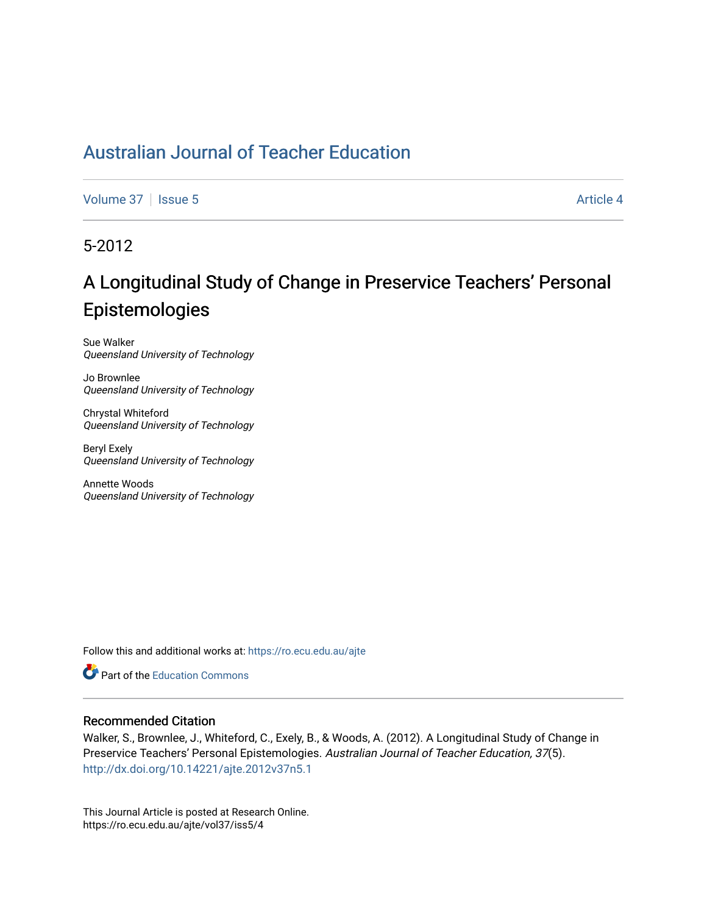# Australian Journal of Teacher Education

Volume 37 | Issue 5 | Article 4

5-2012

## A Longitudinal Study of Change in Preservice Teachers' Personal Epistemologies

Sue Walker
*Queensland University of Technology*

Jo Brownlee
*Queensland University of Technology*

Chrystal Whiteford
*Queensland University of Technology*

Beryl Exely
*Queensland University of Technology*

Annette Woods
*Queensland University of Technology*

Follow this and additional works at: https://ro.ecu.edu.au/ajte

Part of the Education Commons

### Recommended Citation

Walker, S., Brownlee, J., Whiteford, C., Exely, B., & Woods, A. (2012). A Longitudinal Study of Change in Preservice Teachers' Personal Epistemologies. *Australian Journal of Teacher Education, 37*(5). http://dx.doi.org/10.14221/ajte.2012v37n5.1

This Journal Article is posted at Research Online.
https://ro.ecu.edu.au/ajte/vol37/iss5/4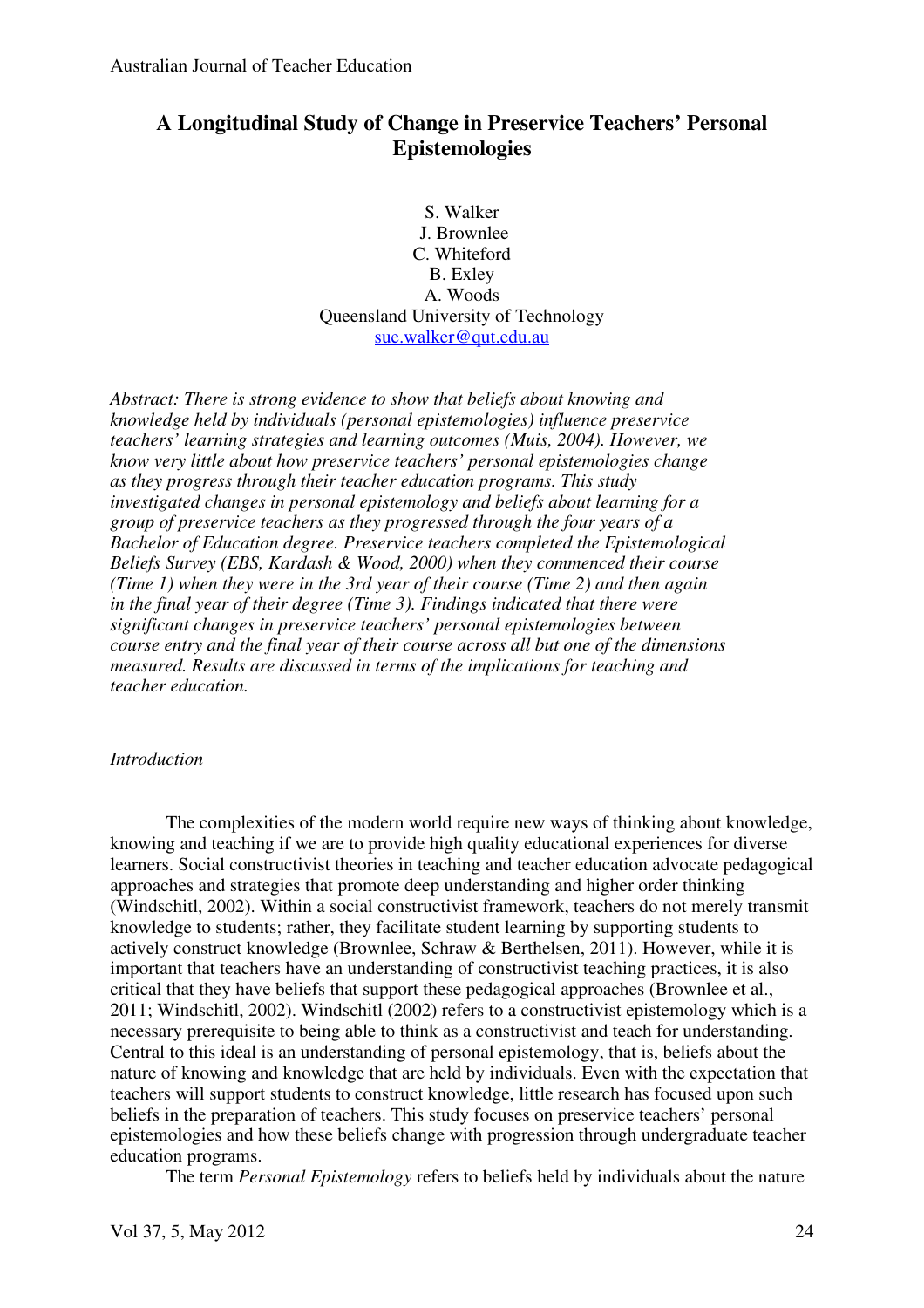# A Longitudinal Study of Change in Preservice Teachers' Personal Epistemologies

S. Walker
J. Brownlee
C. Whiteford
B. Exley
A. Woods
Queensland University of Technology
sue.walker@qut.edu.au

*Abstract: There is strong evidence to show that beliefs about knowing and knowledge held by individuals (personal epistemologies) influence preservice teachers' learning strategies and learning outcomes (Muis, 2004). However, we know very little about how preservice teachers' personal epistemologies change as they progress through their teacher education programs. This study investigated changes in personal epistemology and beliefs about learning for a group of preservice teachers as they progressed through the four years of a Bachelor of Education degree. Preservice teachers completed the Epistemological Beliefs Survey (EBS, Kardash & Wood, 2000) when they commenced their course (Time 1) when they were in the 3rd year of their course (Time 2) and then again in the final year of their degree (Time 3). Findings indicated that there were significant changes in preservice teachers' personal epistemologies between course entry and the final year of their course across all but one of the dimensions measured. Results are discussed in terms of the implications for teaching and teacher education.*

*Introduction*

The complexities of the modern world require new ways of thinking about knowledge, knowing and teaching if we are to provide high quality educational experiences for diverse learners. Social constructivist theories in teaching and teacher education advocate pedagogical approaches and strategies that promote deep understanding and higher order thinking (Windschitl, 2002). Within a social constructivist framework, teachers do not merely transmit knowledge to students; rather, they facilitate student learning by supporting students to actively construct knowledge (Brownlee, Schraw & Berthelsen, 2011). However, while it is important that teachers have an understanding of constructivist teaching practices, it is also critical that they have beliefs that support these pedagogical approaches (Brownlee et al., 2011; Windschitl, 2002). Windschitl (2002) refers to a constructivist epistemology which is a necessary prerequisite to being able to think as a constructivist and teach for understanding. Central to this ideal is an understanding of personal epistemology, that is, beliefs about the nature of knowing and knowledge that are held by individuals. Even with the expectation that teachers will support students to construct knowledge, little research has focused upon such beliefs in the preparation of teachers. This study focuses on preservice teachers' personal epistemologies and how these beliefs change with progression through undergraduate teacher education programs.

The term *Personal Epistemology* refers to beliefs held by individuals about the nature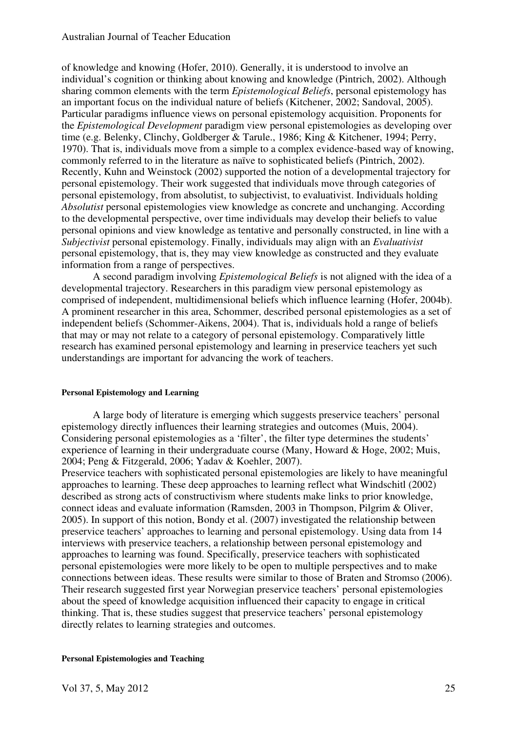of knowledge and knowing (Hofer, 2010). Generally, it is understood to involve an individual's cognition or thinking about knowing and knowledge (Pintrich, 2002). Although sharing common elements with the term *Epistemological Beliefs*, personal epistemology has an important focus on the individual nature of beliefs (Kitchener, 2002; Sandoval, 2005). Particular paradigms influence views on personal epistemology acquisition. Proponents for the *Epistemological Development* paradigm view personal epistemologies as developing over time (e.g. Belenky, Clinchy, Goldberger & Tarule., 1986; King & Kitchener, 1994; Perry, 1970). That is, individuals move from a simple to a complex evidence-based way of knowing, commonly referred to in the literature as naïve to sophisticated beliefs (Pintrich, 2002). Recently, Kuhn and Weinstock (2002) supported the notion of a developmental trajectory for personal epistemology. Their work suggested that individuals move through categories of personal epistemology, from absolutist, to subjectivist, to evaluativist. Individuals holding *Absolutist* personal epistemologies view knowledge as concrete and unchanging. According to the developmental perspective, over time individuals may develop their beliefs to value personal opinions and view knowledge as tentative and personally constructed, in line with a *Subjectivist* personal epistemology. Finally, individuals may align with an *Evaluativist* personal epistemology, that is, they may view knowledge as constructed and they evaluate information from a range of perspectives.

A second paradigm involving *Epistemological Beliefs* is not aligned with the idea of a developmental trajectory. Researchers in this paradigm view personal epistemology as comprised of independent, multidimensional beliefs which influence learning (Hofer, 2004b). A prominent researcher in this area, Schommer, described personal epistemologies as a set of independent beliefs (Schommer-Aikens, 2004). That is, individuals hold a range of beliefs that may or may not relate to a category of personal epistemology. Comparatively little research has examined personal epistemology and learning in preservice teachers yet such understandings are important for advancing the work of teachers.

#### Personal Epistemology and Learning

A large body of literature is emerging which suggests preservice teachers' personal epistemology directly influences their learning strategies and outcomes (Muis, 2004). Considering personal epistemologies as a 'filter', the filter type determines the students' experience of learning in their undergraduate course (Many, Howard & Hoge, 2002; Muis, 2004; Peng & Fitzgerald, 2006; Yadav & Koehler, 2007).

Preservice teachers with sophisticated personal epistemologies are likely to have meaningful approaches to learning. These deep approaches to learning reflect what Windschitl (2002) described as strong acts of constructivism where students make links to prior knowledge, connect ideas and evaluate information (Ramsden, 2003 in Thompson, Pilgrim & Oliver, 2005). In support of this notion, Bondy et al. (2007) investigated the relationship between preservice teachers' approaches to learning and personal epistemology. Using data from 14 interviews with preservice teachers, a relationship between personal epistemology and approaches to learning was found. Specifically, preservice teachers with sophisticated personal epistemologies were more likely to be open to multiple perspectives and to make connections between ideas. These results were similar to those of Braten and Stromso (2006). Their research suggested first year Norwegian preservice teachers' personal epistemologies about the speed of knowledge acquisition influenced their capacity to engage in critical thinking. That is, these studies suggest that preservice teachers' personal epistemology directly relates to learning strategies and outcomes.

#### Personal Epistemologies and Teaching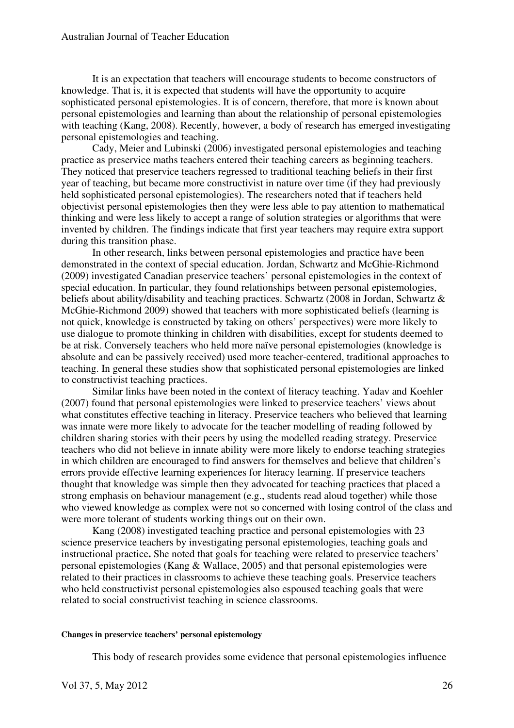It is an expectation that teachers will encourage students to become constructors of knowledge. That is, it is expected that students will have the opportunity to acquire sophisticated personal epistemologies. It is of concern, therefore, that more is known about personal epistemologies and learning than about the relationship of personal epistemologies with teaching (Kang, 2008). Recently, however, a body of research has emerged investigating personal epistemologies and teaching.

Cady, Meier and Lubinski (2006) investigated personal epistemologies and teaching practice as preservice maths teachers entered their teaching careers as beginning teachers. They noticed that preservice teachers regressed to traditional teaching beliefs in their first year of teaching, but became more constructivist in nature over time (if they had previously held sophisticated personal epistemologies). The researchers noted that if teachers held objectivist personal epistemologies then they were less able to pay attention to mathematical thinking and were less likely to accept a range of solution strategies or algorithms that were invented by children. The findings indicate that first year teachers may require extra support during this transition phase.

In other research, links between personal epistemologies and practice have been demonstrated in the context of special education. Jordan, Schwartz and McGhie-Richmond (2009) investigated Canadian preservice teachers' personal epistemologies in the context of special education. In particular, they found relationships between personal epistemologies, beliefs about ability/disability and teaching practices. Schwartz (2008 in Jordan, Schwartz & McGhie-Richmond 2009) showed that teachers with more sophisticated beliefs (learning is not quick, knowledge is constructed by taking on others' perspectives) were more likely to use dialogue to promote thinking in children with disabilities, except for students deemed to be at risk. Conversely teachers who held more naïve personal epistemologies (knowledge is absolute and can be passively received) used more teacher-centered, traditional approaches to teaching. In general these studies show that sophisticated personal epistemologies are linked to constructivist teaching practices.

Similar links have been noted in the context of literacy teaching. Yadav and Koehler (2007) found that personal epistemologies were linked to preservice teachers' views about what constitutes effective teaching in literacy. Preservice teachers who believed that learning was innate were more likely to advocate for the teacher modelling of reading followed by children sharing stories with their peers by using the modelled reading strategy. Preservice teachers who did not believe in innate ability were more likely to endorse teaching strategies in which children are encouraged to find answers for themselves and believe that children's errors provide effective learning experiences for literacy learning. If preservice teachers thought that knowledge was simple then they advocated for teaching practices that placed a strong emphasis on behaviour management (e.g., students read aloud together) while those who viewed knowledge as complex were not so concerned with losing control of the class and were more tolerant of students working things out on their own.

Kang (2008) investigated teaching practice and personal epistemologies with 23 science preservice teachers by investigating personal epistemologies, teaching goals and instructional practice**.** She noted that goals for teaching were related to preservice teachers' personal epistemologies (Kang & Wallace, 2005) and that personal epistemologies were related to their practices in classrooms to achieve these teaching goals. Preservice teachers who held constructivist personal epistemologies also espoused teaching goals that were related to social constructivist teaching in science classrooms.

#### Changes in preservice teachers' personal epistemology

This body of research provides some evidence that personal epistemologies influence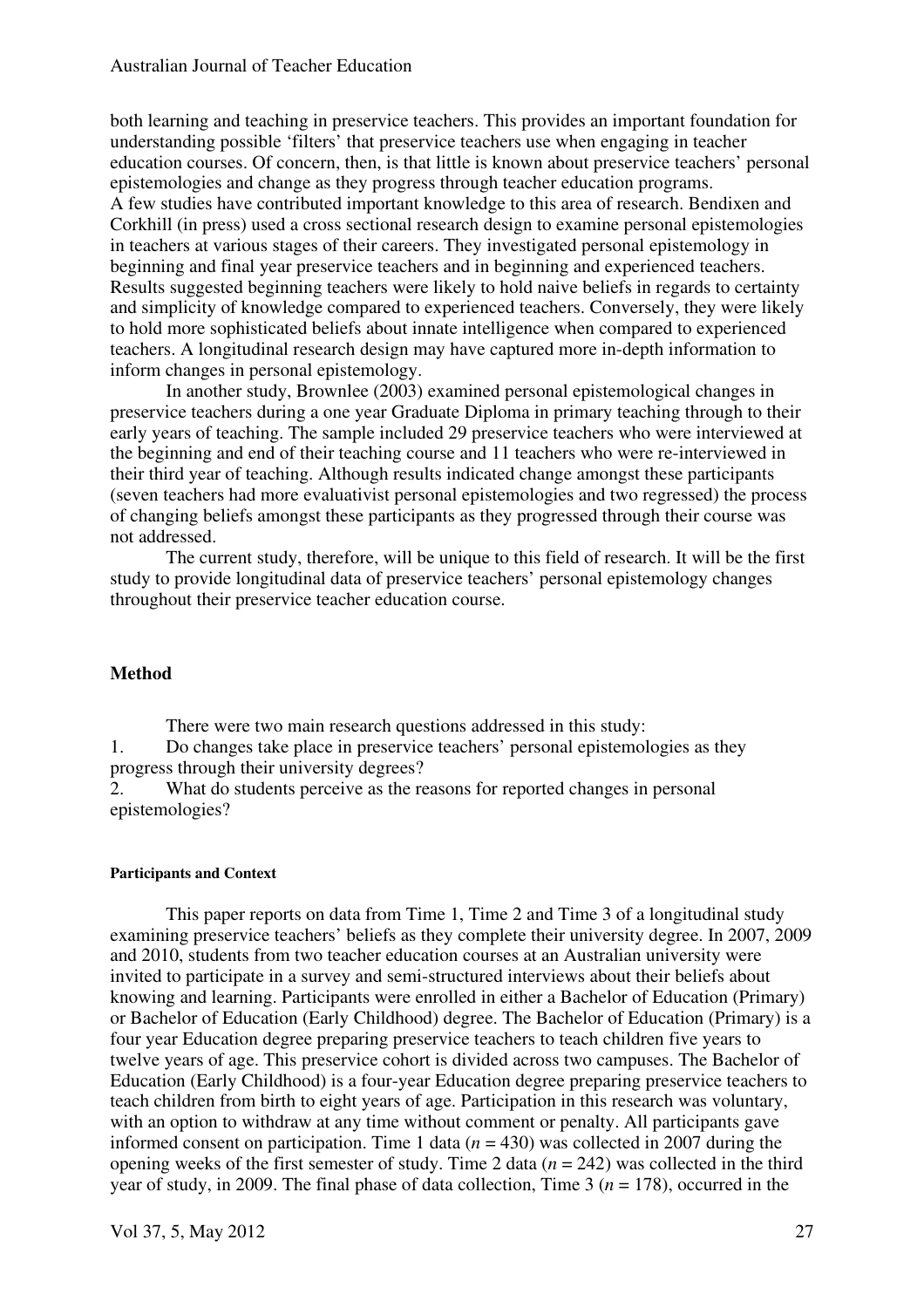both learning and teaching in preservice teachers. This provides an important foundation for understanding possible 'filters' that preservice teachers use when engaging in teacher education courses. Of concern, then, is that little is known about preservice teachers' personal epistemologies and change as they progress through teacher education programs.

A few studies have contributed important knowledge to this area of research. Bendixen and Corkhill (in press) used a cross sectional research design to examine personal epistemologies in teachers at various stages of their careers. They investigated personal epistemology in beginning and final year preservice teachers and in beginning and experienced teachers. Results suggested beginning teachers were likely to hold naive beliefs in regards to certainty and simplicity of knowledge compared to experienced teachers. Conversely, they were likely to hold more sophisticated beliefs about innate intelligence when compared to experienced teachers. A longitudinal research design may have captured more in-depth information to inform changes in personal epistemology.

In another study, Brownlee (2003) examined personal epistemological changes in preservice teachers during a one year Graduate Diploma in primary teaching through to their early years of teaching. The sample included 29 preservice teachers who were interviewed at the beginning and end of their teaching course and 11 teachers who were re-interviewed in their third year of teaching. Although results indicated change amongst these participants (seven teachers had more evaluativist personal epistemologies and two regressed) the process of changing beliefs amongst these participants as they progressed through their course was not addressed.

The current study, therefore, will be unique to this field of research. It will be the first study to provide longitudinal data of preservice teachers' personal epistemology changes throughout their preservice teacher education course.

## Method

There were two main research questions addressed in this study:

1. Do changes take place in preservice teachers' personal epistemologies as they progress through their university degrees?
2. What do students perceive as the reasons for reported changes in personal epistemologies?

#### Participants and Context

This paper reports on data from Time 1, Time 2 and Time 3 of a longitudinal study examining preservice teachers' beliefs as they complete their university degree. In 2007, 2009 and 2010, students from two teacher education courses at an Australian university were invited to participate in a survey and semi-structured interviews about their beliefs about knowing and learning. Participants were enrolled in either a Bachelor of Education (Primary) or Bachelor of Education (Early Childhood) degree. The Bachelor of Education (Primary) is a four year Education degree preparing preservice teachers to teach children five years to twelve years of age. This preservice cohort is divided across two campuses. The Bachelor of Education (Early Childhood) is a four-year Education degree preparing preservice teachers to teach children from birth to eight years of age. Participation in this research was voluntary, with an option to withdraw at any time without comment or penalty. All participants gave informed consent on participation. Time 1 data ($n = 430$) was collected in 2007 during the opening weeks of the first semester of study. Time 2 data ($n = 242$) was collected in the third year of study, in 2009. The final phase of data collection, Time 3 ($n = 178$), occurred in the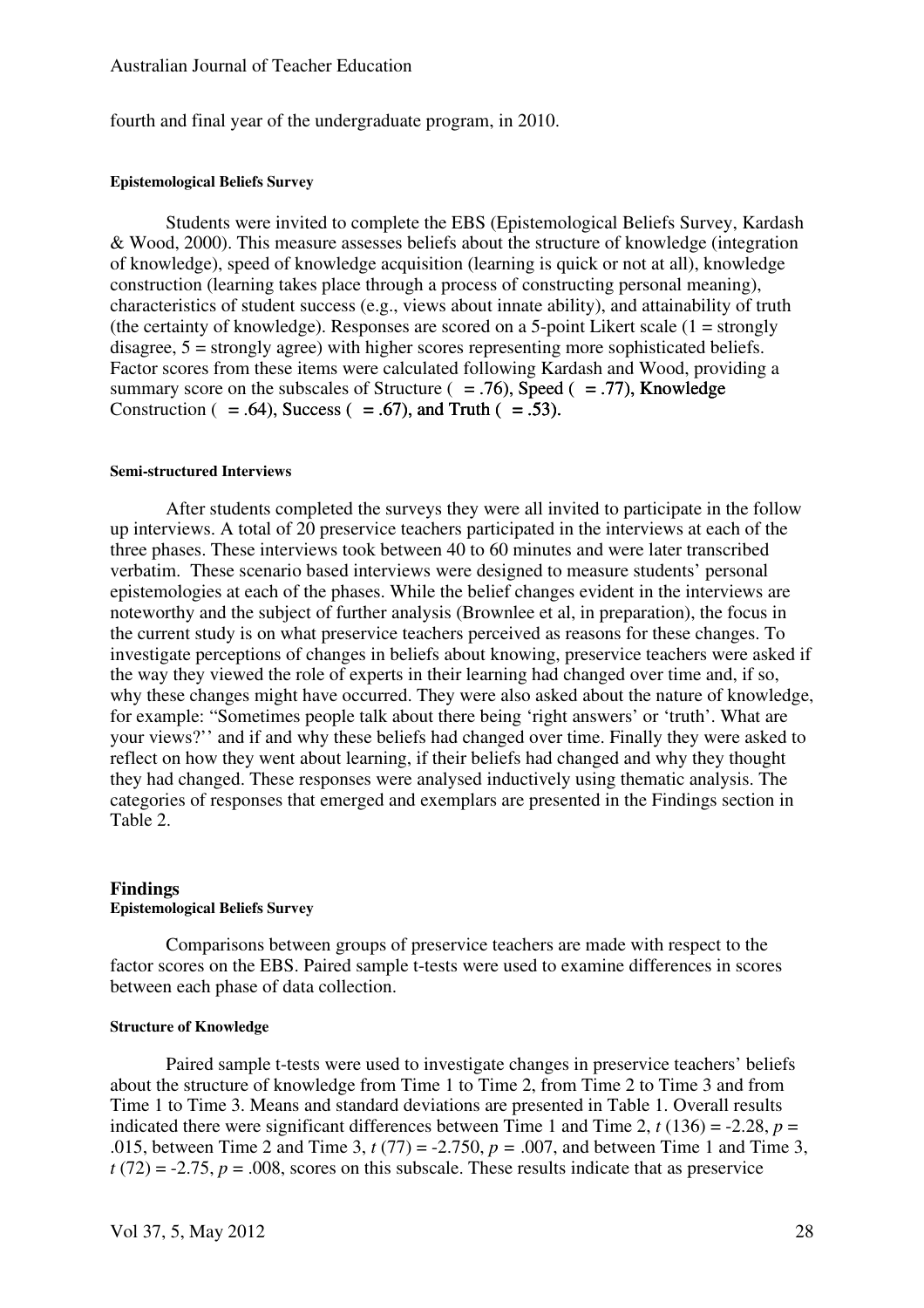fourth and final year of the undergraduate program, in 2010.

#### Epistemological Beliefs Survey

Students were invited to complete the EBS (Epistemological Beliefs Survey, Kardash & Wood, 2000). This measure assesses beliefs about the structure of knowledge (integration of knowledge), speed of knowledge acquisition (learning is quick or not at all), knowledge construction (learning takes place through a process of constructing personal meaning), characteristics of student success (e.g., views about innate ability), and attainability of truth (the certainty of knowledge). Responses are scored on a 5-point Likert scale (1 = strongly disagree, 5 = strongly agree) with higher scores representing more sophisticated beliefs. Factor scores from these items were calculated following Kardash and Wood, providing a summary score on the subscales of Structure ( = .76), Speed ( = .77), Knowledge Construction ( = .64), Success ( = .67), and Truth ( = .53).

#### Semi-structured Interviews

After students completed the surveys they were all invited to participate in the follow up interviews. A total of 20 preservice teachers participated in the interviews at each of the three phases. These interviews took between 40 to 60 minutes and were later transcribed verbatim. These scenario based interviews were designed to measure students' personal epistemologies at each of the phases. While the belief changes evident in the interviews are noteworthy and the subject of further analysis (Brownlee et al, in preparation), the focus in the current study is on what preservice teachers perceived as reasons for these changes. To investigate perceptions of changes in beliefs about knowing, preservice teachers were asked if the way they viewed the role of experts in their learning had changed over time and, if so, why these changes might have occurred. They were also asked about the nature of knowledge, for example: "Sometimes people talk about there being 'right answers' or 'truth'. What are your views?'' and if and why these beliefs had changed over time. Finally they were asked to reflect on how they went about learning, if their beliefs had changed and why they thought they had changed. These responses were analysed inductively using thematic analysis. The categories of responses that emerged and exemplars are presented in the Findings section in Table 2.

## Findings

#### Epistemological Beliefs Survey

Comparisons between groups of preservice teachers are made with respect to the factor scores on the EBS. Paired sample t-tests were used to examine differences in scores between each phase of data collection.

#### Structure of Knowledge

Paired sample t-tests were used to investigate changes in preservice teachers' beliefs about the structure of knowledge from Time 1 to Time 2, from Time 2 to Time 3 and from Time 1 to Time 3. Means and standard deviations are presented in Table 1. Overall results indicated there were significant differences between Time 1 and Time 2, $t\ (136) = -2.28$, $p = .015$, between Time 2 and Time 3, $t\ (77) = -2.750$, $p = .007$, and between Time 1 and Time 3, $t\ (72) = -2.75$, $p = .008$, scores on this subscale. These results indicate that as preservice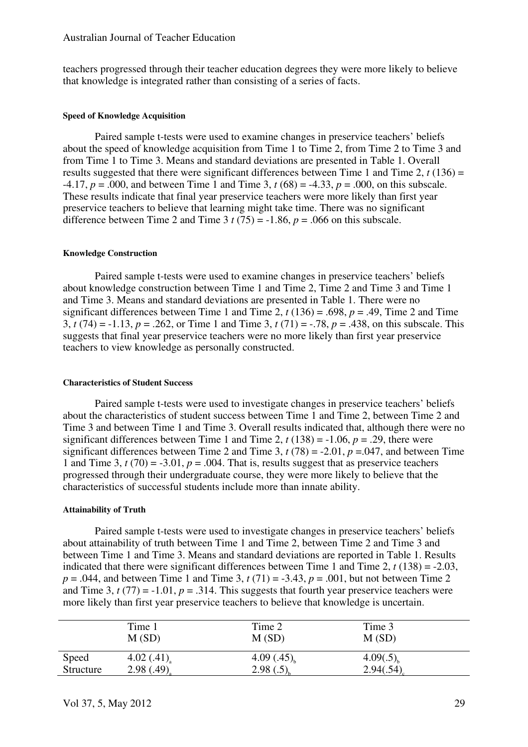teachers progressed through their teacher education degrees they were more likely to believe that knowledge is integrated rather than consisting of a series of facts.

#### Speed of Knowledge Acquisition

Paired sample t-tests were used to examine changes in preservice teachers' beliefs about the speed of knowledge acquisition from Time 1 to Time 2, from Time 2 to Time 3 and from Time 1 to Time 3. Means and standard deviations are presented in Table 1. Overall results suggested that there were significant differences between Time 1 and Time 2, $t$ (136) = -4.17, $p$ = .000, and between Time 1 and Time 3, $t$ (68) = -4.33, $p$ = .000, on this subscale. These results indicate that final year preservice teachers were more likely than first year preservice teachers to believe that learning might take time. There was no significant difference between Time 2 and Time 3 $t$ (75) = -1.86, $p$ = .066 on this subscale.

#### Knowledge Construction

Paired sample t-tests were used to examine changes in preservice teachers' beliefs about knowledge construction between Time 1 and Time 2, Time 2 and Time 3 and Time 1 and Time 3. Means and standard deviations are presented in Table 1. There were no significant differences between Time 1 and Time 2, $t$ (136) = .698, $p$ = .49, Time 2 and Time 3, $t$ (74) = -1.13, $p$ = .262, or Time 1 and Time 3, $t$ (71) = -.78, $p$ = .438, on this subscale. This suggests that final year preservice teachers were no more likely than first year preservice teachers to view knowledge as personally constructed.

#### Characteristics of Student Success

Paired sample t-tests were used to investigate changes in preservice teachers' beliefs about the characteristics of student success between Time 1 and Time 2, between Time 2 and Time 3 and between Time 1 and Time 3. Overall results indicated that, although there were no significant differences between Time 1 and Time 2, $t$ (138) = -1.06, $p$ = .29, there were significant differences between Time 2 and Time 3, $t$ (78) = -2.01, $p$ =.047, and between Time 1 and Time 3, $t$ (70) = -3.01, $p$ = .004. That is, results suggest that as preservice teachers progressed through their undergraduate course, they were more likely to believe that the characteristics of successful students include more than innate ability.

#### Attainability of Truth

Paired sample t-tests were used to investigate changes in preservice teachers' beliefs about attainability of truth between Time 1 and Time 2, between Time 2 and Time 3 and between Time 1 and Time 3. Means and standard deviations are reported in Table 1. Results indicated that there were significant differences between Time 1 and Time 2, $t$ (138) = -2.03, $p$ = .044, and between Time 1 and Time 3, $t$ (71) = -3.43, $p$ = .001, but not between Time 2 and Time 3, $t$ (77) = -1.01, $p$ = .314. This suggests that fourth year preservice teachers were more likely than first year preservice teachers to believe that knowledge is uncertain.

| | Time 1 M (SD) | Time 2 M (SD) | Time 3 M (SD) |
|---|---|---|---|
| Speed | 4.02 (.41)$_a$ | 4.09 (.45)$_b$ | 4.09(.5)$_b$ |
| Structure | 2.98 (.49)$_a$ | 2.98 (.5)$_b$ | 2.94(.54)$_c$ |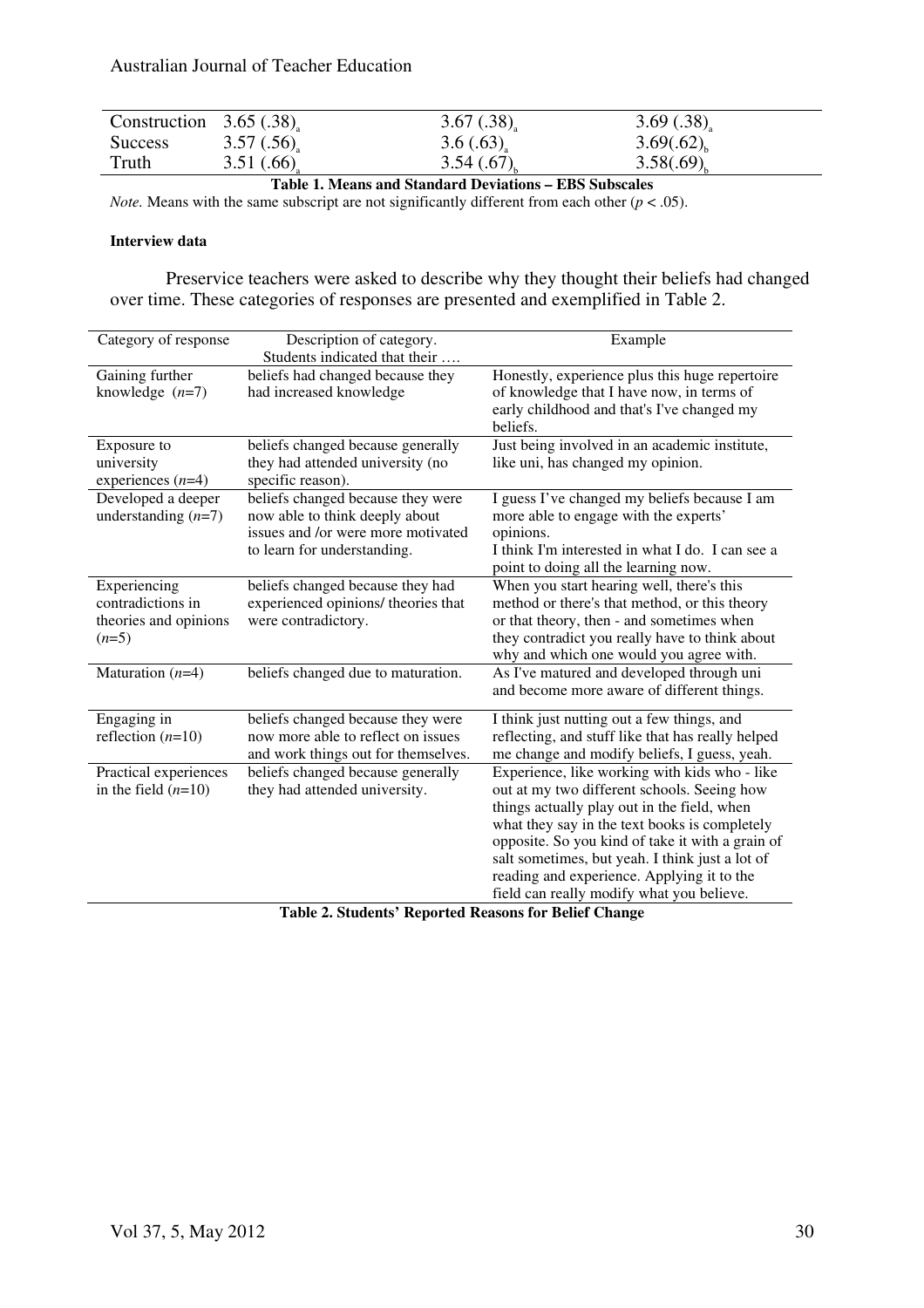| | | | |
|---|---|---|---|
| Construction | 3.65 (.38)$_a$ | 3.67 (.38)$_a$ | 3.69 (.38)$_a$ |
| Success | 3.57 (.56)$_a$ | 3.6 (.63)$_a$ | 3.69(.62)$_b$ |
| Truth | 3.51 (.66)$_a$ | 3.54 (.67)$_b$ | 3.58(.69)$_b$ |

**Table 1. Means and Standard Deviations – EBS Subscales**

*Note.* Means with the same subscript are not significantly different from each other ($p < .05$).

#### Interview data

Preservice teachers were asked to describe why they thought their beliefs had changed over time. These categories of responses are presented and exemplified in Table 2.

| Category of response | Description of category. Students indicated that their …. | Example |
|---|---|---|
| Gaining further knowledge ($n$=7) | beliefs had changed because they had increased knowledge | Honestly, experience plus this huge repertoire of knowledge that I have now, in terms of early childhood and that's I've changed my beliefs. |
| Exposure to university experiences ($n$=4) | beliefs changed because generally they had attended university (no specific reason). | Just being involved in an academic institute, like uni, has changed my opinion. |
| Developed a deeper understanding ($n$=7) | beliefs changed because they were now able to think deeply about issues and /or were more motivated to learn for understanding. | I guess I've changed my beliefs because I am more able to engage with the experts' opinions. I think I'm interested in what I do. I can see a point to doing all the learning now. |
| Experiencing contradictions in theories and opinions ($n$=5) | beliefs changed because they had experienced opinions/ theories that were contradictory. | When you start hearing well, there's this method or there's that method, or this theory or that theory, then - and sometimes when they contradict you really have to think about why and which one would you agree with. |
| Maturation ($n$=4) | beliefs changed due to maturation. | As I've matured and developed through uni and become more aware of different things. |
| Engaging in reflection ($n$=10) | beliefs changed because they were now more able to reflect on issues and work things out for themselves. | I think just nutting out a few things, and reflecting, and stuff like that has really helped me change and modify beliefs, I guess, yeah. |
| Practical experiences in the field ($n$=10) | beliefs changed because generally they had attended university. | Experience, like working with kids who - like out at my two different schools. Seeing how things actually play out in the field, when what they say in the text books is completely opposite. So you kind of take it with a grain of salt sometimes, but yeah. I think just a lot of reading and experience. Applying it to the field can really modify what you believe. |

**Table 2. Students' Reported Reasons for Belief Change**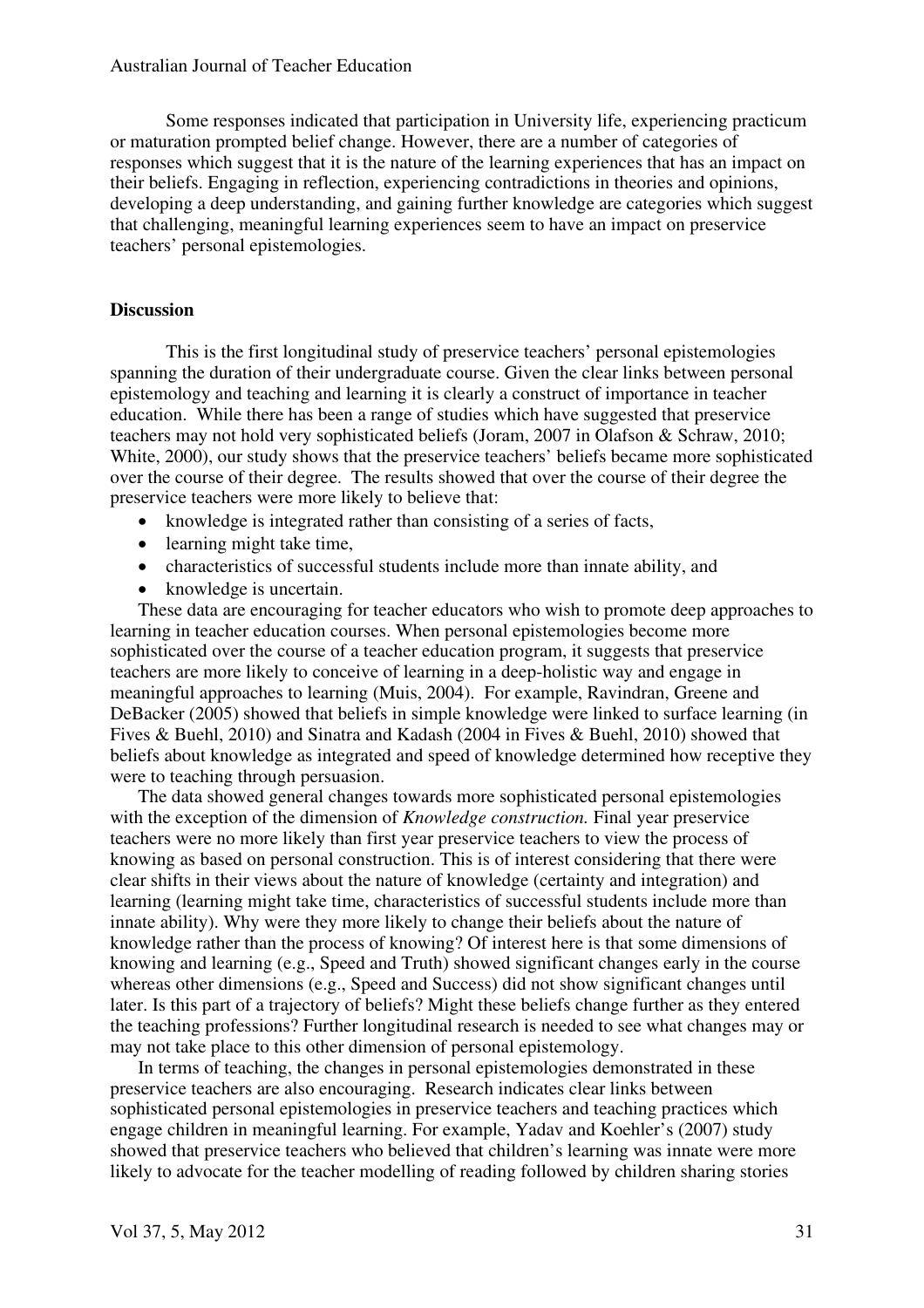Some responses indicated that participation in University life, experiencing practicum or maturation prompted belief change. However, there are a number of categories of responses which suggest that it is the nature of the learning experiences that has an impact on their beliefs. Engaging in reflection, experiencing contradictions in theories and opinions, developing a deep understanding, and gaining further knowledge are categories which suggest that challenging, meaningful learning experiences seem to have an impact on preservice teachers' personal epistemologies.

**Discussion**

This is the first longitudinal study of preservice teachers' personal epistemologies spanning the duration of their undergraduate course. Given the clear links between personal epistemology and teaching and learning it is clearly a construct of importance in teacher education. While there has been a range of studies which have suggested that preservice teachers may not hold very sophisticated beliefs (Joram, 2007 in Olafson & Schraw, 2010; White, 2000), our study shows that the preservice teachers' beliefs became more sophisticated over the course of their degree. The results showed that over the course of their degree the preservice teachers were more likely to believe that:

- knowledge is integrated rather than consisting of a series of facts,
- learning might take time,
- characteristics of successful students include more than innate ability, and
- knowledge is uncertain.

These data are encouraging for teacher educators who wish to promote deep approaches to learning in teacher education courses. When personal epistemologies become more sophisticated over the course of a teacher education program, it suggests that preservice teachers are more likely to conceive of learning in a deep-holistic way and engage in meaningful approaches to learning (Muis, 2004). For example, Ravindran, Greene and DeBacker (2005) showed that beliefs in simple knowledge were linked to surface learning (in Fives & Buehl, 2010) and Sinatra and Kadash (2004 in Fives & Buehl, 2010) showed that beliefs about knowledge as integrated and speed of knowledge determined how receptive they were to teaching through persuasion.

The data showed general changes towards more sophisticated personal epistemologies with the exception of the dimension of *Knowledge construction.* Final year preservice teachers were no more likely than first year preservice teachers to view the process of knowing as based on personal construction. This is of interest considering that there were clear shifts in their views about the nature of knowledge (certainty and integration) and learning (learning might take time, characteristics of successful students include more than innate ability). Why were they more likely to change their beliefs about the nature of knowledge rather than the process of knowing? Of interest here is that some dimensions of knowing and learning (e.g., Speed and Truth) showed significant changes early in the course whereas other dimensions (e.g., Speed and Success) did not show significant changes until later. Is this part of a trajectory of beliefs? Might these beliefs change further as they entered the teaching professions? Further longitudinal research is needed to see what changes may or may not take place to this other dimension of personal epistemology.

In terms of teaching, the changes in personal epistemologies demonstrated in these preservice teachers are also encouraging. Research indicates clear links between sophisticated personal epistemologies in preservice teachers and teaching practices which engage children in meaningful learning. For example, Yadav and Koehler's (2007) study showed that preservice teachers who believed that children's learning was innate were more likely to advocate for the teacher modelling of reading followed by children sharing stories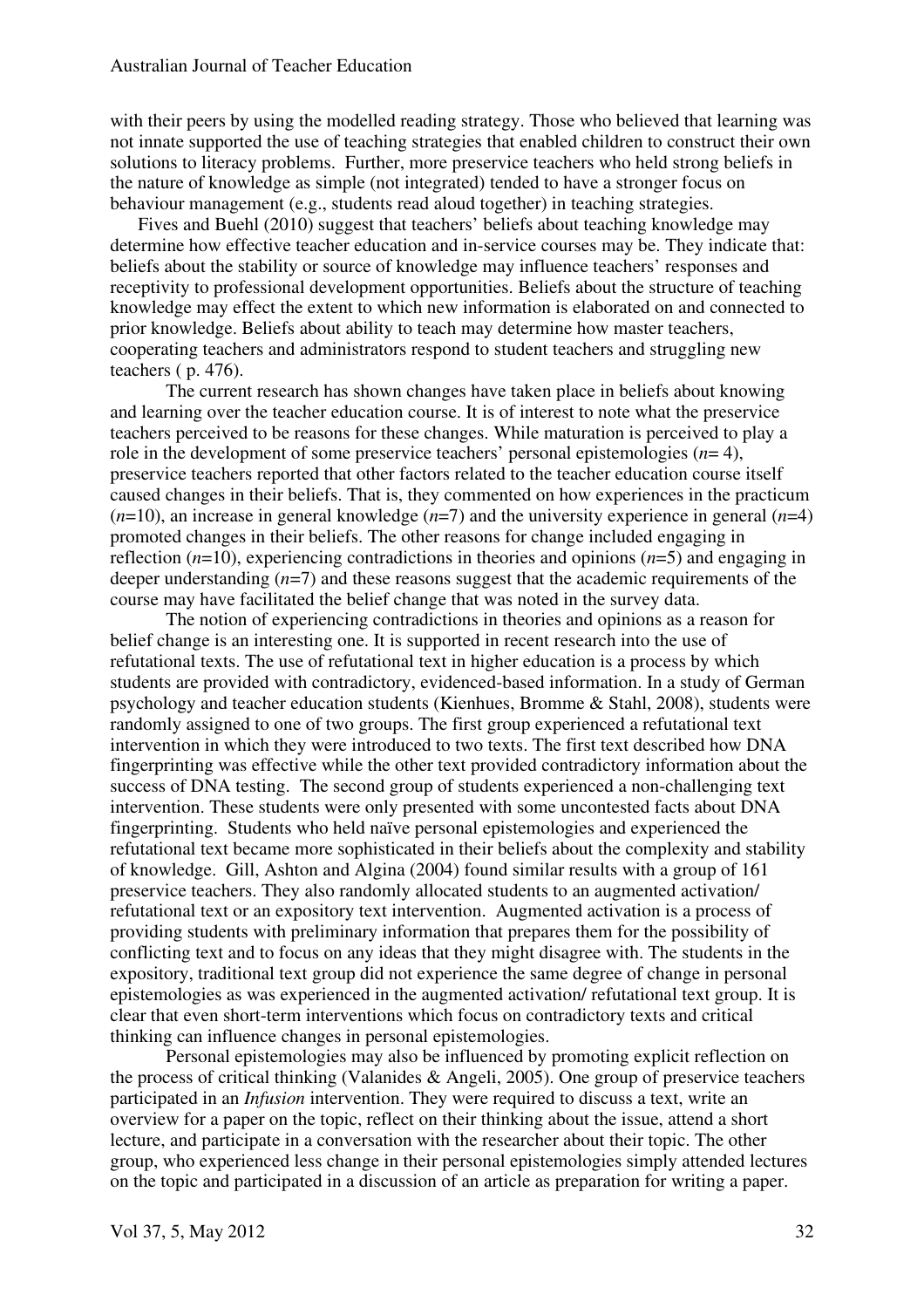with their peers by using the modelled reading strategy. Those who believed that learning was not innate supported the use of teaching strategies that enabled children to construct their own solutions to literacy problems. Further, more preservice teachers who held strong beliefs in the nature of knowledge as simple (not integrated) tended to have a stronger focus on behaviour management (e.g., students read aloud together) in teaching strategies.

Fives and Buehl (2010) suggest that teachers' beliefs about teaching knowledge may determine how effective teacher education and in-service courses may be. They indicate that: beliefs about the stability or source of knowledge may influence teachers' responses and receptivity to professional development opportunities. Beliefs about the structure of teaching knowledge may effect the extent to which new information is elaborated on and connected to prior knowledge. Beliefs about ability to teach may determine how master teachers, cooperating teachers and administrators respond to student teachers and struggling new teachers ( p. 476).

The current research has shown changes have taken place in beliefs about knowing and learning over the teacher education course. It is of interest to note what the preservice teachers perceived to be reasons for these changes. While maturation is perceived to play a role in the development of some preservice teachers' personal epistemologies ($n$= 4), preservice teachers reported that other factors related to the teacher education course itself caused changes in their beliefs. That is, they commented on how experiences in the practicum ($n$=10), an increase in general knowledge ($n$=7) and the university experience in general ($n$=4) promoted changes in their beliefs. The other reasons for change included engaging in reflection ($n$=10), experiencing contradictions in theories and opinions ($n$=5) and engaging in deeper understanding ($n$=7) and these reasons suggest that the academic requirements of the course may have facilitated the belief change that was noted in the survey data.

The notion of experiencing contradictions in theories and opinions as a reason for belief change is an interesting one. It is supported in recent research into the use of refutational texts. The use of refutational text in higher education is a process by which students are provided with contradictory, evidenced-based information. In a study of German psychology and teacher education students (Kienhues, Bromme & Stahl, 2008), students were randomly assigned to one of two groups. The first group experienced a refutational text intervention in which they were introduced to two texts. The first text described how DNA fingerprinting was effective while the other text provided contradictory information about the success of DNA testing. The second group of students experienced a non-challenging text intervention. These students were only presented with some uncontested facts about DNA fingerprinting. Students who held naïve personal epistemologies and experienced the refutational text became more sophisticated in their beliefs about the complexity and stability of knowledge. Gill, Ashton and Algina (2004) found similar results with a group of 161 preservice teachers. They also randomly allocated students to an augmented activation/ refutational text or an expository text intervention. Augmented activation is a process of providing students with preliminary information that prepares them for the possibility of conflicting text and to focus on any ideas that they might disagree with. The students in the expository, traditional text group did not experience the same degree of change in personal epistemologies as was experienced in the augmented activation/ refutational text group. It is clear that even short-term interventions which focus on contradictory texts and critical thinking can influence changes in personal epistemologies.

Personal epistemologies may also be influenced by promoting explicit reflection on the process of critical thinking (Valanides & Angeli, 2005). One group of preservice teachers participated in an *Infusion* intervention. They were required to discuss a text, write an overview for a paper on the topic, reflect on their thinking about the issue, attend a short lecture, and participate in a conversation with the researcher about their topic. The other group, who experienced less change in their personal epistemologies simply attended lectures on the topic and participated in a discussion of an article as preparation for writing a paper.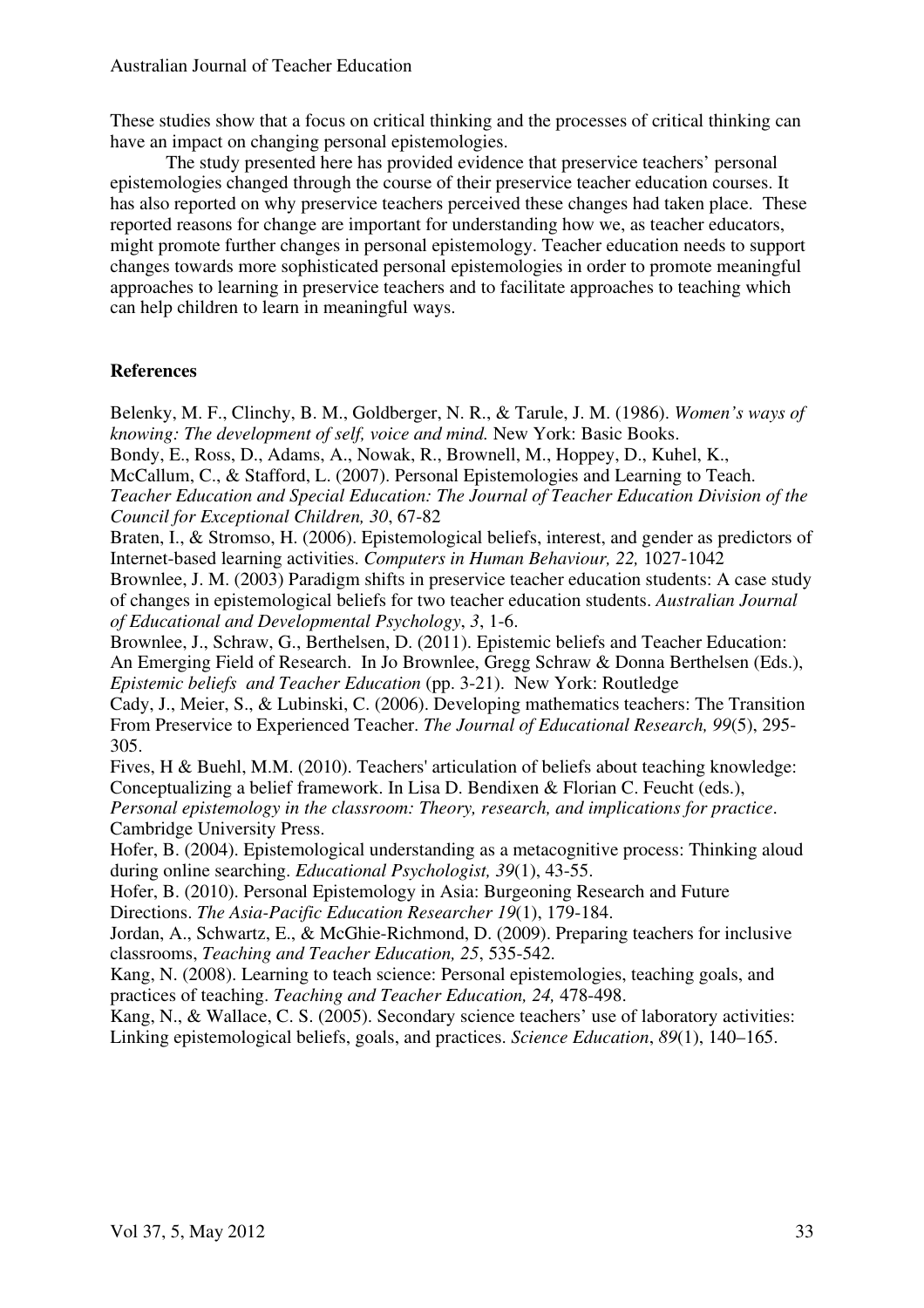These studies show that a focus on critical thinking and the processes of critical thinking can have an impact on changing personal epistemologies.

The study presented here has provided evidence that preservice teachers' personal epistemologies changed through the course of their preservice teacher education courses. It has also reported on why preservice teachers perceived these changes had taken place. These reported reasons for change are important for understanding how we, as teacher educators, might promote further changes in personal epistemology. Teacher education needs to support changes towards more sophisticated personal epistemologies in order to promote meaningful approaches to learning in preservice teachers and to facilitate approaches to teaching which can help children to learn in meaningful ways.

**References**

Belenky, M. F., Clinchy, B. M., Goldberger, N. R., & Tarule, J. M. (1986). *Women's ways of knowing: The development of self, voice and mind.* New York: Basic Books.

Bondy, E., Ross, D., Adams, A., Nowak, R., Brownell, M., Hoppey, D., Kuhel, K., McCallum, C., & Stafford, L. (2007). Personal Epistemologies and Learning to Teach. *Teacher Education and Special Education: The Journal of Teacher Education Division of the Council for Exceptional Children, 30*, 67-82

Braten, I., & Stromso, H. (2006). Epistemological beliefs, interest, and gender as predictors of Internet-based learning activities. *Computers in Human Behaviour, 22,* 1027-1042

Brownlee, J. M. (2003) Paradigm shifts in preservice teacher education students: A case study of changes in epistemological beliefs for two teacher education students. *Australian Journal of Educational and Developmental Psychology*, *3*, 1-6.

Brownlee, J., Schraw, G., Berthelsen, D. (2011). Epistemic beliefs and Teacher Education: An Emerging Field of Research. In Jo Brownlee, Gregg Schraw & Donna Berthelsen (Eds.), *Epistemic beliefs and Teacher Education* (pp. 3-21). New York: Routledge

Cady, J., Meier, S., & Lubinski, C. (2006). Developing mathematics teachers: The Transition From Preservice to Experienced Teacher. *The Journal of Educational Research, 99*(5), 295-305.

Fives, H & Buehl, M.M. (2010). Teachers' articulation of beliefs about teaching knowledge: Conceptualizing a belief framework. In Lisa D. Bendixen & Florian C. Feucht (eds.), *Personal epistemology in the classroom: Theory, research, and implications for practice*. Cambridge University Press.

Hofer, B. (2004). Epistemological understanding as a metacognitive process: Thinking aloud during online searching. *Educational Psychologist, 39*(1), 43-55.

Hofer, B. (2010). Personal Epistemology in Asia: Burgeoning Research and Future Directions. *The Asia-Pacific Education Researcher 19*(1), 179-184.

Jordan, A., Schwartz, E., & McGhie-Richmond, D. (2009). Preparing teachers for inclusive classrooms, *Teaching and Teacher Education, 25*, 535-542.

Kang, N. (2008). Learning to teach science: Personal epistemologies, teaching goals, and practices of teaching. *Teaching and Teacher Education, 24,* 478-498.

Kang, N., & Wallace, C. S. (2005). Secondary science teachers' use of laboratory activities: Linking epistemological beliefs, goals, and practices. *Science Education*, *89*(1), 140–165.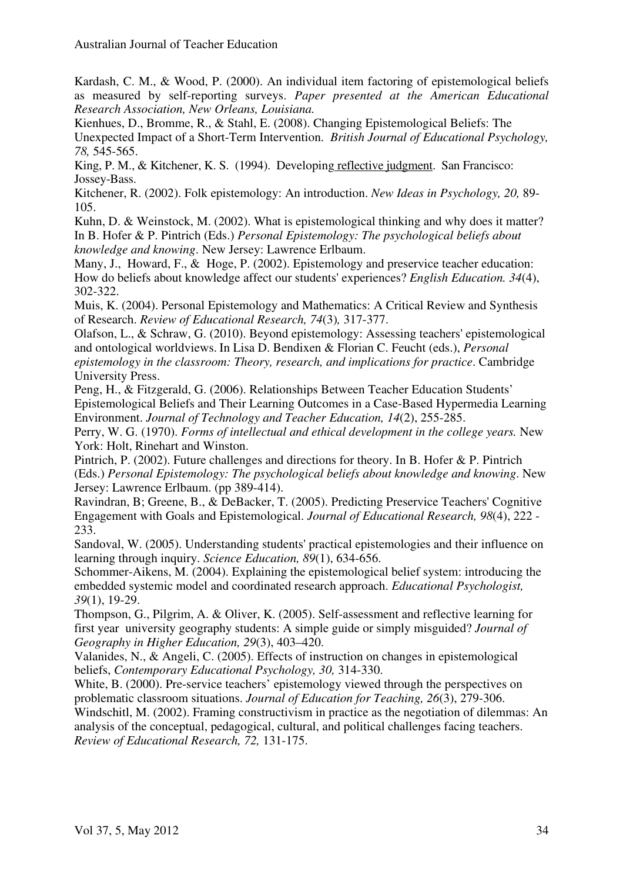Kardash, C. M., & Wood, P. (2000). An individual item factoring of epistemological beliefs as measured by self-reporting surveys. *Paper presented at the American Educational Research Association, New Orleans, Louisiana.*

Kienhues, D., Bromme, R., & Stahl, E. (2008). Changing Epistemological Beliefs: The Unexpected Impact of a Short-Term Intervention. *British Journal of Educational Psychology, 78,* 545-565.

King, P. M., & Kitchener, K. S. (1994). Developing reflective judgment. San Francisco: Jossey-Bass.

Kitchener, R. (2002). Folk epistemology: An introduction. *New Ideas in Psychology, 20,* 89-105.

Kuhn, D. & Weinstock, M. (2002). What is epistemological thinking and why does it matter? In B. Hofer & P. Pintrich (Eds.) *Personal Epistemology: The psychological beliefs about knowledge and knowing*. New Jersey: Lawrence Erlbaum.

Many, J., Howard, F., & Hoge, P. (2002). Epistemology and preservice teacher education: How do beliefs about knowledge affect our students' experiences? *English Education. 34*(4), 302-322.

Muis, K. (2004). Personal Epistemology and Mathematics: A Critical Review and Synthesis of Research. *Review of Educational Research, 74*(3)*,* 317-377.

Olafson, L., & Schraw, G. (2010). Beyond epistemology: Assessing teachers' epistemological and ontological worldviews. In Lisa D. Bendixen & Florian C. Feucht (eds.), *Personal epistemology in the classroom: Theory, research, and implications for practice*. Cambridge University Press.

Peng, H., & Fitzgerald, G. (2006). Relationships Between Teacher Education Students' Epistemological Beliefs and Their Learning Outcomes in a Case-Based Hypermedia Learning Environment. *Journal of Technology and Teacher Education, 14*(2), 255-285.

Perry, W. G. (1970). *Forms of intellectual and ethical development in the college years.* New York: Holt, Rinehart and Winston.

Pintrich, P. (2002). Future challenges and directions for theory. In B. Hofer & P. Pintrich (Eds.) *Personal Epistemology: The psychological beliefs about knowledge and knowing*. New Jersey: Lawrence Erlbaum. (pp 389-414).

Ravindran, B; Greene, B., & DeBacker, T. (2005). Predicting Preservice Teachers' Cognitive Engagement with Goals and Epistemological. *Journal of Educational Research, 98*(4), 222 - 233.

Sandoval, W. (2005). Understanding students' practical epistemologies and their influence on learning through inquiry. *Science Education, 89*(1), 634-656.

Schommer-Aikens, M. (2004). Explaining the epistemological belief system: introducing the embedded systemic model and coordinated research approach. *Educational Psychologist, 39*(1), 19-29.

Thompson, G., Pilgrim, A. & Oliver, K. (2005). Self-assessment and reflective learning for first year university geography students: A simple guide or simply misguided? *Journal of Geography in Higher Education, 29*(3), 403–420.

Valanides, N., & Angeli, C. (2005). Effects of instruction on changes in epistemological beliefs, *Contemporary Educational Psychology, 30,* 314-330.

White, B. (2000). Pre-service teachers' epistemology viewed through the perspectives on problematic classroom situations. *Journal of Education for Teaching, 26*(3), 279-306.

Windschitl, M. (2002). Framing constructivism in practice as the negotiation of dilemmas: An analysis of the conceptual, pedagogical, cultural, and political challenges facing teachers. *Review of Educational Research, 72,* 131-175.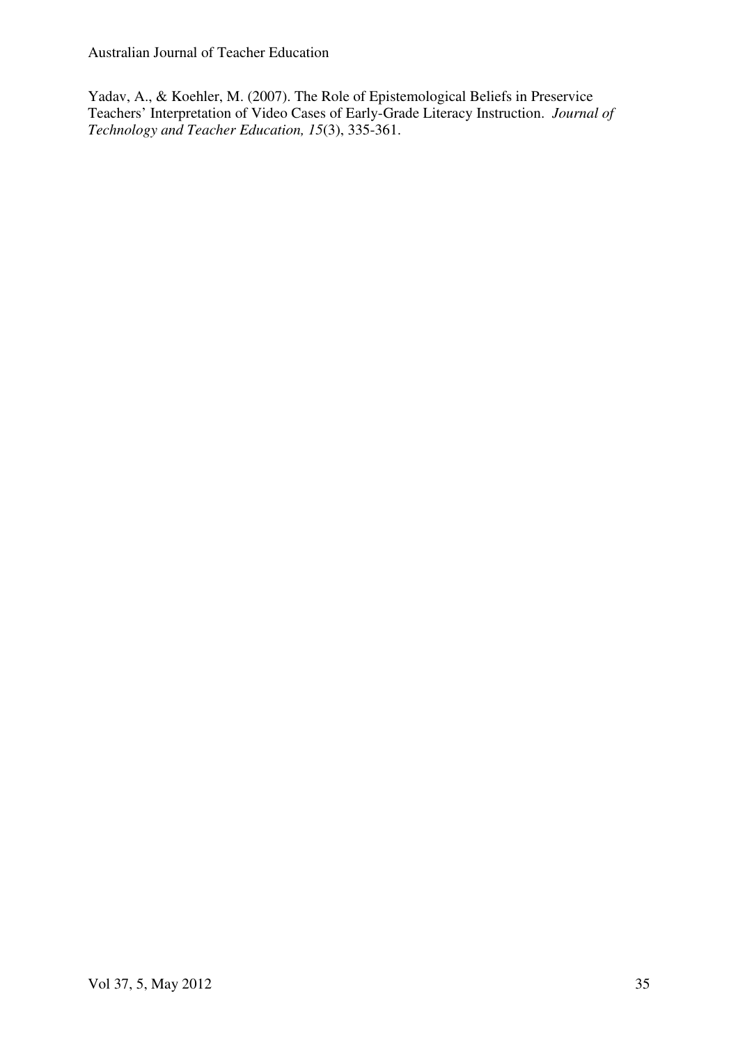Yadav, A., & Koehler, M. (2007). The Role of Epistemological Beliefs in Preservice Teachers' Interpretation of Video Cases of Early-Grade Literacy Instruction. *Journal of Technology and Teacher Education, 15*(3), 335-361.